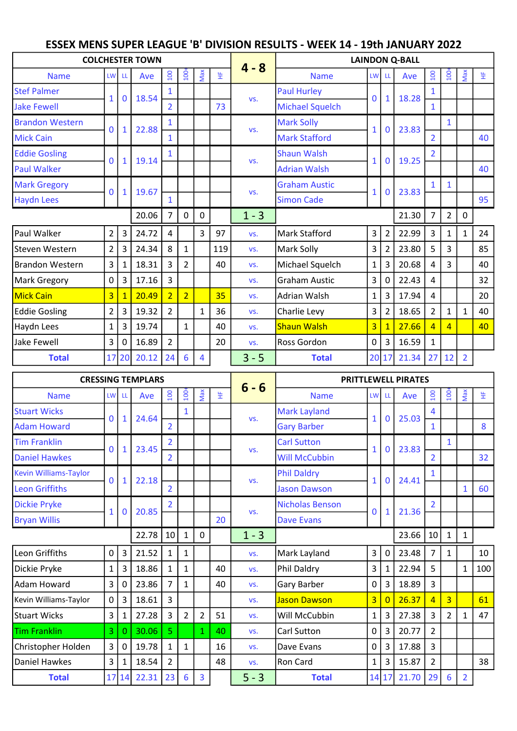# ESSEX MENS SUPER LEAGUE 'B' DIVISION RESULTS - WEEK 14 - 19th JANUARY 2022

| COLCHESTER TOWN | | | | | | | | 4 - 8 | LAINDON Q-BALL | | | | | | | |
|---|---|---|---|---|---|---|---|---|---|---|---|---|---|---|---|---|
| Name | LW | LL | Ave | 100 | 100+ | Max | HF | | Name | LW | LL | Ave | 100 | 100+ | Max | HF |
| Stef Palmer | 1 | 0 | 18.54 | 1 | | | | vs. | Paul Hurley | 0 | 1 | 18.28 | 1 | | | |
| Jake Fewell | | | | 2 | | | 73 | | Michael Squelch | | | | 1 | | | |
| Brandon Western | 0 | 1 | 22.88 | 1 | | | | vs. | Mark Solly | 1 | 0 | 23.83 | | 1 | | |
| Mick Cain | | | | 1 | | | | | Mark Stafford | | | | 2 | | | 40 |
| Eddie Gosling | 0 | 1 | 19.14 | 1 | | | | vs. | Shaun Walsh | 1 | 0 | 19.25 | 2 | | | |
| Paul Walker | | | | | | | | | Adrian Walsh | | | | | | | 40 |
| Mark Gregory | 0 | 1 | 19.67 | | | | | vs. | Graham Austic | 1 | 0 | 23.83 | 1 | 1 | | |
| Haydn Lees | | | | 1 | | | | | Simon Cade | | | | | | | 95 |
| | | | 20.06 | 7 | 0 | 0 | | 1 - 3 | | | | 21.30 | 7 | 2 | 0 | |
| Paul Walker | 2 | 3 | 24.72 | 4 | | 3 | 97 | vs. | Mark Stafford | 3 | 2 | 22.99 | 3 | 1 | 1 | 24 |
| Steven Western | 2 | 3 | 24.34 | 8 | 1 | | 119 | vs. | Mark Solly | 3 | 2 | 23.80 | 5 | 3 | | 85 |
| Brandon Western | 3 | 1 | 18.31 | 3 | 2 | | 40 | vs. | Michael Squelch | 1 | 3 | 20.68 | 4 | 3 | | 40 |
| Mark Gregory | 0 | 3 | 17.16 | 3 | | | | vs. | Graham Austic | 3 | 0 | 22.43 | 4 | | | 32 |
| Mick Cain | 3 | 1 | 20.49 | 2 | 2 | | 35 | vs. | Adrian Walsh | 1 | 3 | 17.94 | 4 | | | 20 |
| Eddie Gosling | 2 | 3 | 19.32 | 2 | | 1 | 36 | vs. | Charlie Levy | 3 | 2 | 18.65 | 2 | 1 | 1 | 40 |
| Haydn Lees | 1 | 3 | 19.74 | | 1 | | 40 | vs. | Shaun Walsh | 3 | 1 | 27.66 | 4 | 4 | | 40 |
| Jake Fewell | 3 | 0 | 16.89 | 2 | | | 20 | vs. | Ross Gordon | 0 | 3 | 16.59 | 1 | | | |
| **Total** | 17 | 20 | 20.12 | 24 | 6 | 4 | | 3 - 5 | **Total** | 20 | 17 | 21.34 | 27 | 12 | 2 | |

| CRESSING TEMPLARS | | | | | | | | 6 - 6 | PRITTLEWELL PIRATES | | | | | | | |
|---|---|---|---|---|---|---|---|---|---|---|---|---|---|---|---|---|
| Name | LW | LL | Ave | 100 | 100+ | Max | HF | | Name | LW | LL | Ave | 100 | 100+ | Max | HF |
| Stuart Wicks | 0 | 1 | 24.64 | | 1 | | | vs. | Mark Layland | 1 | 0 | 25.03 | 4 | | | |
| Adam Howard | | | | 2 | | | | | Gary Barber | | | | 1 | | | 8 |
| Tim Franklin | 0 | 1 | 23.45 | 2 | | | | vs. | Carl Sutton | 1 | 0 | 23.83 | | 1 | | |
| Daniel Hawkes | | | | 2 | | | | | Will McCubbin | | | | 2 | | | 32 |
| Kevin Williams-Taylor | 0 | 1 | 22.18 | | | | | vs. | Phil Daldry | 1 | 0 | 24.41 | 1 | | | |
| Leon Griffiths | | | | 2 | | | | | Jason Dawson | | | | | | 1 | 60 |
| Dickie Pryke | 1 | 0 | 20.85 | 2 | | | | vs. | Nicholas Benson | 0 | 1 | 21.36 | 2 | | | |
| Bryan Willis | | | | | | | 20 | | Dave Evans | | | | | | | |
| | | | 22.78 | 10 | 1 | 0 | | 1 - 3 | | | | 23.66 | 10 | 1 | 1 | |
| Leon Griffiths | 0 | 3 | 21.52 | 1 | 1 | | | vs. | Mark Layland | 3 | 0 | 23.48 | 7 | 1 | | 10 |
| Dickie Pryke | 1 | 3 | 18.86 | 1 | 1 | | 40 | vs. | Phil Daldry | 3 | 1 | 22.94 | 5 | | 1 | 100 |
| Adam Howard | 3 | 0 | 23.86 | 7 | 1 | | 40 | vs. | Gary Barber | 0 | 3 | 18.89 | 3 | | | |
| Kevin Williams-Taylor | 0 | 3 | 18.61 | 3 | | | | vs. | Jason Dawson | 3 | 0 | 26.37 | 4 | 3 | | 61 |
| Stuart Wicks | 3 | 1 | 27.28 | 3 | 2 | 2 | 51 | vs. | Will McCubbin | 1 | 3 | 27.38 | 3 | 2 | 1 | 47 |
| Tim Franklin | 3 | 0 | 30.06 | 5 | | 1 | 40 | vs. | Carl Sutton | 0 | 3 | 20.77 | 2 | | | |
| Christopher Holden | 3 | 0 | 19.78 | 1 | 1 | | 16 | vs. | Dave Evans | 0 | 3 | 17.88 | 3 | | | |
| Daniel Hawkes | 3 | 1 | 18.54 | 2 | | | 48 | vs. | Ron Card | 1 | 3 | 15.87 | 2 | | | 38 |
| **Total** | 17 | 14 | 22.31 | 23 | 6 | 3 | | 5 - 3 | **Total** | 14 | 17 | 21.70 | 29 | 6 | 2 | |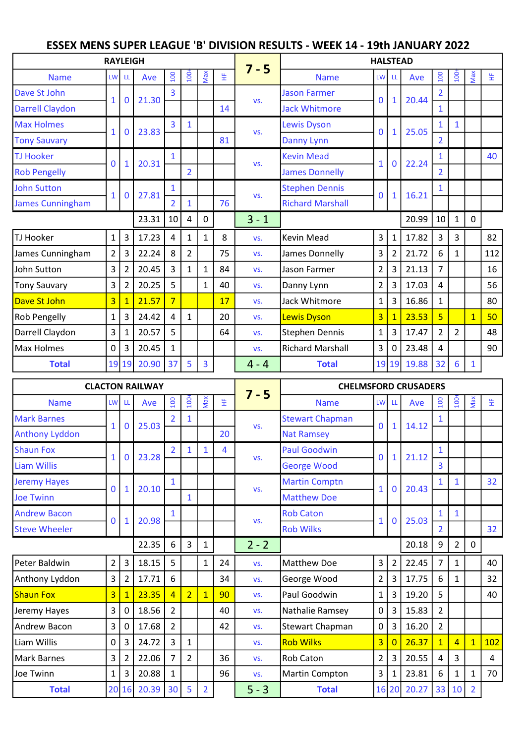# ESSEX MENS SUPER LEAGUE 'B' DIVISION RESULTS - WEEK 14 - 19th JANUARY 2022

| RAYLEIGH | | | | | | | | 7 - 5 | HALSTEAD | | | | | | | |
|---|---|---|---|---|---|---|---|---|---|---|---|---|---|---|---|---|
| Name | LW | LL | Ave | 100 | 100+ | Max | HF | | Name | LW | LL | Ave | 100 | 100+ | Max | HF |
| Dave St John | 1 | 0 | 21.30 | 3 | | | | vs. | Jason Farmer | 0 | 1 | 20.44 | 2 | | | |
| Darrell Claydon | | | | | | | 14 | | Jack Whitmore | | | | 1 | | | |
| Max Holmes | 1 | 0 | 23.83 | 3 | 1 | | | vs. | Lewis Dyson | 0 | 1 | 25.05 | 1 | 1 | | |
| Tony Sauvary | | | | | | | 81 | | Danny Lynn | | | | 2 | | | |
| TJ Hooker | 0 | 1 | 20.31 | 1 | | | | vs. | Kevin Mead | 1 | 0 | 22.24 | 1 | | | 40 |
| Rob Pengelly | | | | | 2 | | | | James Donnelly | | | | 2 | | | |
| John Sutton | 1 | 0 | 27.81 | 1 | | | | vs. | Stephen Dennis | 0 | 1 | 16.21 | 1 | | | |
| James Cunningham | | | | 2 | 1 | | 76 | | Richard Marshall | | | | | | | |
| | | | 23.31 | 10 | 4 | 0 | | 3 - 1 | | | | 20.99 | 10 | 1 | 0 | |
| TJ Hooker | 1 | 3 | 17.23 | 4 | 1 | 1 | 8 | vs. | Kevin Mead | 3 | 1 | 17.82 | 3 | 3 | | 82 |
| James Cunningham | 2 | 3 | 22.24 | 8 | 2 | | 75 | vs. | James Donnelly | 3 | 2 | 21.72 | 6 | 1 | | 112 |
| John Sutton | 3 | 2 | 20.45 | 3 | 1 | 1 | 84 | vs. | Jason Farmer | 2 | 3 | 21.13 | 7 | | | 16 |
| Tony Sauvary | 3 | 2 | 20.25 | 5 | | 1 | 40 | vs. | Danny Lynn | 2 | 3 | 17.03 | 4 | | | 56 |
| Dave St John | 3 | 1 | 21.57 | 7 | | | 17 | vs. | Jack Whitmore | 1 | 3 | 16.86 | 1 | | | 80 |
| Rob Pengelly | 1 | 3 | 24.42 | 4 | 1 | | 20 | vs. | Lewis Dyson | 3 | 1 | 23.53 | 5 | | 1 | 50 |
| Darrell Claydon | 3 | 1 | 20.57 | 5 | | | 64 | vs. | Stephen Dennis | 1 | 3 | 17.47 | 2 | 2 | | 48 |
| Max Holmes | 0 | 3 | 20.45 | 1 | | | | vs. | Richard Marshall | 3 | 0 | 23.48 | 4 | | | 90 |
| Total | 19 | 19 | 20.90 | 37 | 5 | 3 | | 4 - 4 | Total | 19 | 19 | 19.88 | 32 | 6 | 1 | |

| CLACTON RAILWAY | | | | | | | | 7 - 5 | CHELMSFORD CRUSADERS | | | | | | | |
|---|---|---|---|---|---|---|---|---|---|---|---|---|---|---|---|---|
| Name | LW | LL | Ave | 100 | 100+ | Max | HF | | Name | LW | LL | Ave | 100 | 100+ | Max | HF |
| Mark Barnes | 1 | 0 | 25.03 | 2 | 1 | | | vs. | Stewart Chapman | 0 | 1 | 14.12 | 1 | | | |
| Anthony Lyddon | | | | | | | 20 | | Nat Ramsey | | | | | | | |
| Shaun Fox | 1 | 0 | 23.28 | 2 | 1 | 1 | 4 | vs. | Paul Goodwin | 0 | 1 | 21.12 | 1 | | | |
| Liam Willis | | | | | | | | | George Wood | | | | 3 | | | |
| Jeremy Hayes | 0 | 1 | 20.10 | 1 | | | | vs. | Martin Comptn | 1 | 0 | 20.43 | 1 | 1 | | 32 |
| Joe Twinn | | | | | 1 | | | | Matthew Doe | | | | | | | |
| Andrew Bacon | 0 | 1 | 20.98 | 1 | | | | vs. | Rob Caton | 1 | 0 | 25.03 | 1 | 1 | | |
| Steve Wheeler | | | | | | | | | Rob Wilks | | | | 2 | | | 32 |
| | | | 22.35 | 6 | 3 | 1 | | 2 - 2 | | | | 20.18 | 9 | 2 | 0 | |
| Peter Baldwin | 2 | 3 | 18.15 | 5 | | 1 | 24 | vs. | Matthew Doe | 3 | 2 | 22.45 | 7 | 1 | | 40 |
| Anthony Lyddon | 3 | 2 | 17.71 | 6 | | | 34 | vs. | George Wood | 2 | 3 | 17.75 | 6 | 1 | | 32 |
| Shaun Fox | 3 | 1 | 23.35 | 4 | 2 | 1 | 90 | vs. | Paul Goodwin | 1 | 3 | 19.20 | 5 | | | 40 |
| Jeremy Hayes | 3 | 0 | 18.56 | 2 | | | 40 | vs. | Nathalie Ramsey | 0 | 3 | 15.83 | 2 | | | |
| Andrew Bacon | 3 | 0 | 17.68 | 2 | | | 42 | vs. | Stewart Chapman | 0 | 3 | 16.20 | 2 | | | |
| Liam Willis | 0 | 3 | 24.72 | 3 | 1 | | | vs. | Rob Wilks | 3 | 0 | 26.37 | 1 | 4 | 1 | 102 |
| Mark Barnes | 3 | 2 | 22.06 | 7 | 2 | | 36 | vs. | Rob Caton | 2 | 3 | 20.55 | 4 | 3 | | 4 |
| Joe Twinn | 1 | 3 | 20.88 | 1 | | | 96 | vs. | Martin Compton | 3 | 1 | 23.81 | 6 | 1 | 1 | 70 |
| Total | 20 | 16 | 20.39 | 30 | 5 | 2 | | 5 - 3 | Total | 16 | 20 | 20.27 | 33 | 10 | 2 | |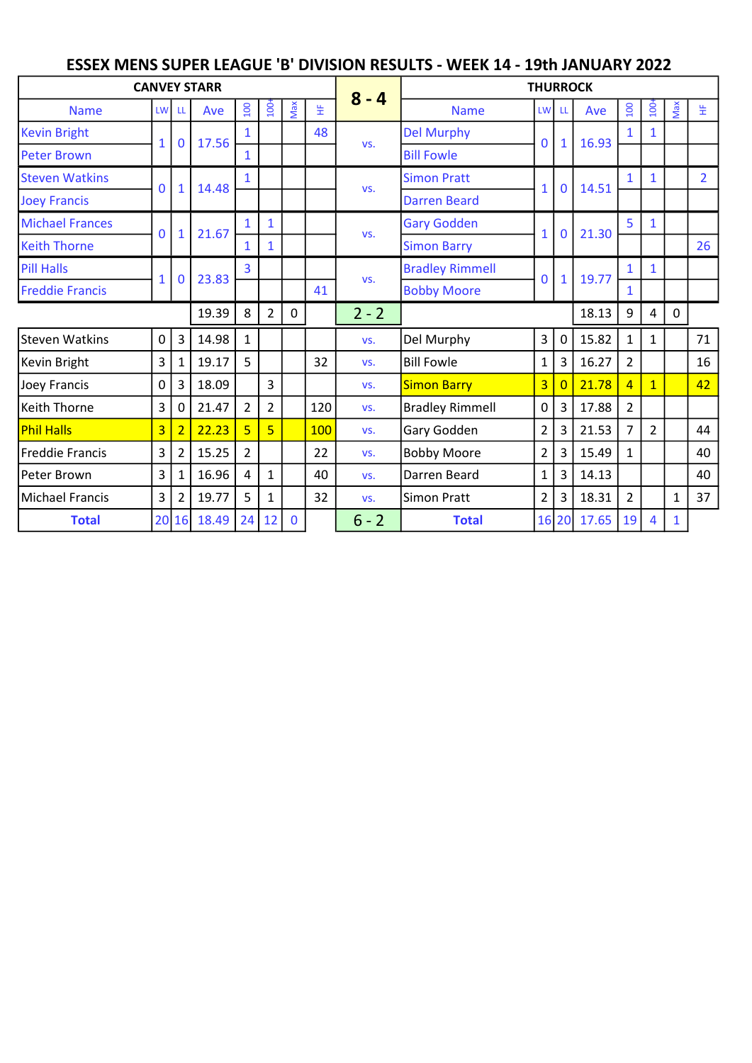# ESSEX MENS SUPER LEAGUE 'B' DIVISION RESULTS - WEEK 14 - 19th JANUARY 2022

| CANVEY STARR | | | | | | | | 8 - 4 | THURROCK | | | | | | | |
|---|---|---|---|---|---|---|---|---|---|---|---|---|---|---|---|---|
| Name | LW | LL | Ave | 100 | 100+ | Max | HF | | Name | LW | LL | Ave | 100 | 100+ | Max | HF |
| Kevin Bright | 1 | 0 | 17.56 | 1 | | | 48 | vs. | Del Murphy | 0 | 1 | 16.93 | 1 | 1 | | |
| Peter Brown | | | | 1 | | | | | Bill Fowle | | | | | | | |
| Steven Watkins | 0 | 1 | 14.48 | 1 | | | | vs. | Simon Pratt | 1 | 0 | 14.51 | 1 | 1 | | 2 |
| Joey Francis | | | | | | | | | Darren Beard | | | | | | | |
| Michael Frances | 0 | 1 | 21.67 | 1 | 1 | | | vs. | Gary Godden | 1 | 0 | 21.30 | 5 | 1 | | |
| Keith Thorne | | | | 1 | 1 | | | | Simon Barry | | | | | | | 26 |
| Pill Halls | 1 | 0 | 23.83 | 3 | | | | vs. | Bradley Rimmell | 0 | 1 | 19.77 | 1 | 1 | | |
| Freddie Francis | | | | | | | 41 | | Bobby Moore | | | | 1 | | | |
| | | | 19.39 | 8 | 2 | 0 | | 2 - 2 | | | | 18.13 | 9 | 4 | 0 | |
| Steven Watkins | 0 | 3 | 14.98 | 1 | | | | vs. | Del Murphy | 3 | 0 | 15.82 | 1 | 1 | | 71 |
| Kevin Bright | 3 | 1 | 19.17 | 5 | | | 32 | vs. | Bill Fowle | 1 | 3 | 16.27 | 2 | | | 16 |
| Joey Francis | 0 | 3 | 18.09 | | 3 | | | vs. | Simon Barry | 3 | 0 | 21.78 | 4 | 1 | | 42 |
| Keith Thorne | 3 | 0 | 21.47 | 2 | 2 | | 120 | vs. | Bradley Rimmell | 0 | 3 | 17.88 | 2 | | | |
| Phil Halls | 3 | 2 | 22.23 | 5 | 5 | | 100 | vs. | Gary Godden | 2 | 3 | 21.53 | 7 | 2 | | 44 |
| Freddie Francis | 3 | 2 | 15.25 | 2 | | | 22 | vs. | Bobby Moore | 2 | 3 | 15.49 | 1 | | | 40 |
| Peter Brown | 3 | 1 | 16.96 | 4 | 1 | | 40 | vs. | Darren Beard | 1 | 3 | 14.13 | | | | 40 |
| Michael Francis | 3 | 2 | 19.77 | 5 | 1 | | 32 | vs. | Simon Pratt | 2 | 3 | 18.31 | 2 | | 1 | 37 |
| **Total** | 20 | 16 | 18.49 | 24 | 12 | 0 | | 6 - 2 | **Total** | 16 | 20 | 17.65 | 19 | 4 | 1 | |